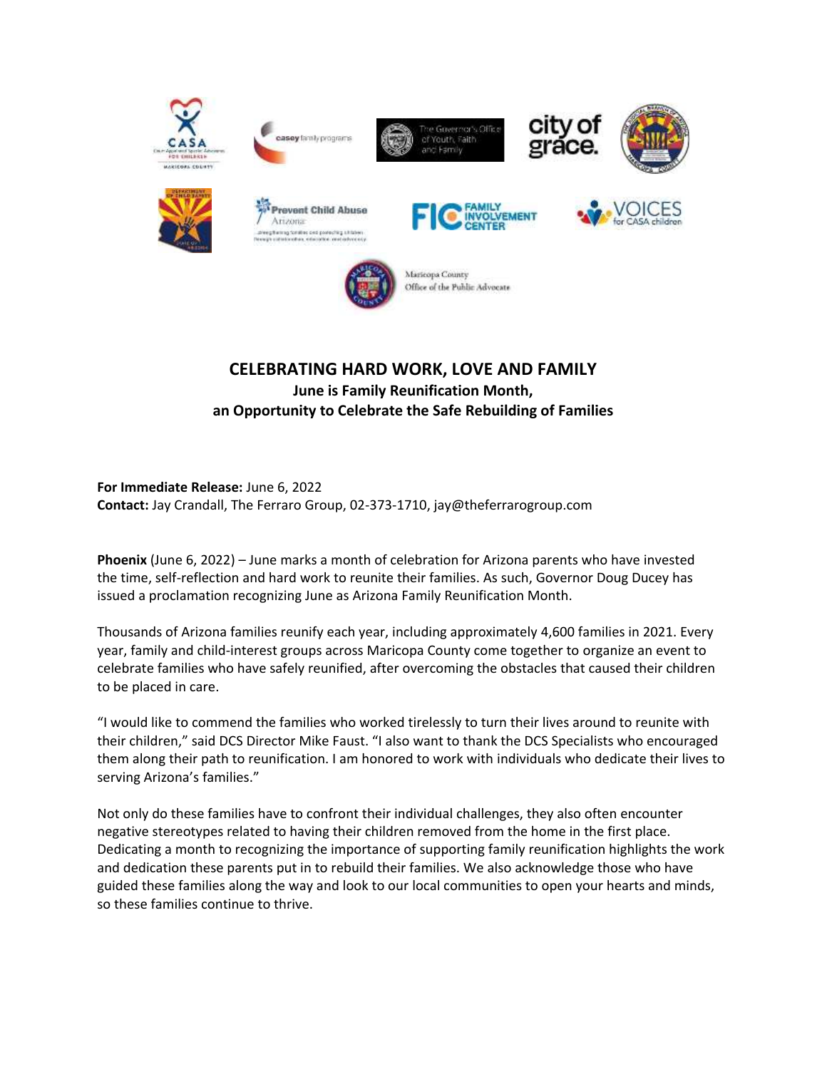# CELEBRATING HARD WORK, LOVE AND FAMILY

## June is Family Reunification Month, an Opportunity to Celebrate the Safe Rebuilding of Families

**For Immediate Release:** June 6, 2022
**Contact:** Jay Crandall, The Ferraro Group, 02-373-1710, jay@theferrarogroup.com

**Phoenix** (June 6, 2022) – June marks a month of celebration for Arizona parents who have invested the time, self-reflection and hard work to reunite their families. As such, Governor Doug Ducey has issued a proclamation recognizing June as Arizona Family Reunification Month.

Thousands of Arizona families reunify each year, including approximately 4,600 families in 2021. Every year, family and child-interest groups across Maricopa County come together to organize an event to celebrate families who have safely reunified, after overcoming the obstacles that caused their children to be placed in care.

"I would like to commend the families who worked tirelessly to turn their lives around to reunite with their children," said DCS Director Mike Faust. "I also want to thank the DCS Specialists who encouraged them along their path to reunification. I am honored to work with individuals who dedicate their lives to serving Arizona's families."

Not only do these families have to confront their individual challenges, they also often encounter negative stereotypes related to having their children removed from the home in the first place. Dedicating a month to recognizing the importance of supporting family reunification highlights the work and dedication these parents put in to rebuild their families. We also acknowledge those who have guided these families along the way and look to our local communities to open your hearts and minds, so these families continue to thrive.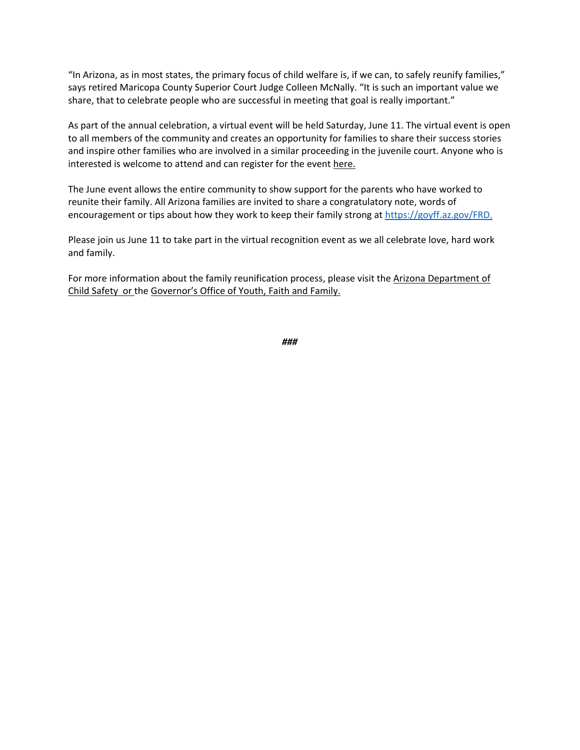"In Arizona, as in most states, the primary focus of child welfare is, if we can, to safely reunify families," says retired Maricopa County Superior Court Judge Colleen McNally. "It is such an important value we share, that to celebrate people who are successful in meeting that goal is really important."

As part of the annual celebration, a virtual event will be held Saturday, June 11. The virtual event is open to all members of the community and creates an opportunity for families to share their success stories and inspire other families who are involved in a similar proceeding in the juvenile court. Anyone who is interested is welcome to attend and can register for the event here.

The June event allows the entire community to show support for the parents who have worked to reunite their family. All Arizona families are invited to share a congratulatory note, words of encouragement or tips about how they work to keep their family strong at https://goyff.az.gov/FRD.

Please join us June 11 to take part in the virtual recognition event as we all celebrate love, hard work and family.

For more information about the family reunification process, please visit the Arizona Department of Child Safety or the Governor's Office of Youth, Faith and Family.

***###***